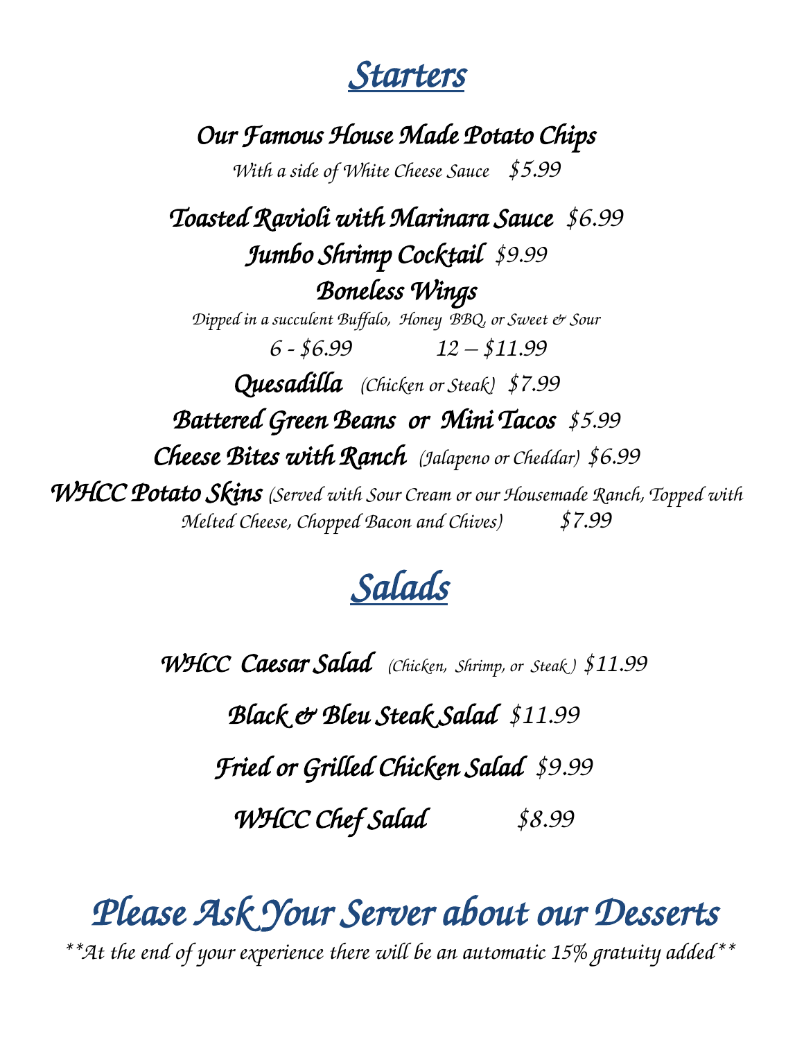# Starters

## Our Famous House Made Potato Chips

*With a side of White Cheese Sauce* $5.99

## Toasted Ravioli with Marinara Sauce $6.99

## Jumbo Shrimp Cocktail $9.99

## Boneless Wings

*Dipped in a succulent Buffalo, Honey BBQ, or Sweet & Sour*

6 - $6.99 12 – $11.99

## Quesadilla *(Chicken or Steak)* $7.99

## Battered Green Beans or Mini Tacos $5.99

## Cheese Bites with Ranch *(Jalapeno or Cheddar)* $6.99

## WHCC Potato Skins

*(Served with Sour Cream or our Housemade Ranch, Topped with Melted Cheese, Chopped Bacon and Chives)* $7.99

# Salads

## WHCC Caesar Salad *(Chicken, Shrimp, or Steak)* $11.99

## Black & Bleu Steak Salad $11.99

## Fried or Grilled Chicken Salad $9.99

## WHCC Chef Salad $8.99

# Please Ask Your Server about our Desserts

*\*\*At the end of your experience there will be an automatic 15% gratuity added\*\**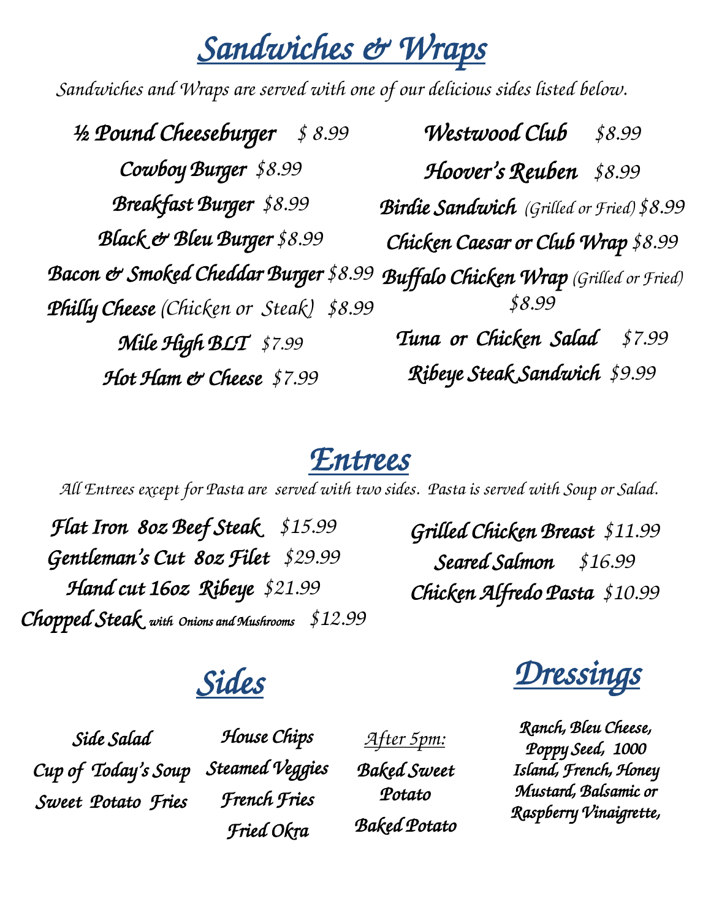# Sandwiches & Wraps

*Sandwiches and Wraps are served with one of our delicious sides listed below.*

***½ Pound Cheeseburger*** $ 8.99

***Cowboy Burger*** $8.99

***Breakfast Burger*** $8.99

***Black & Bleu Burger*** $8.99

***Bacon & Smoked Cheddar Burger*** $8.99

***Philly Cheese*** (Chicken or Steak) $8.99

***Mile High BLT*** $7.99

***Hot Ham & Cheese*** $7.99

***Westwood Club*** $8.99

***Hoover's Reuben*** $8.99

***Birdie Sandwich*** (Grilled or Fried) $8.99

***Chicken Caesar or Club Wrap*** $8.99

***Buffalo Chicken Wrap*** (Grilled or Fried) $8.99

***Tuna or Chicken Salad*** $7.99

***Ribeye Steak Sandwich*** $9.99

# Entrees

*All Entrees except for Pasta are served with two sides. Pasta is served with Soup or Salad.*

***Flat Iron 8oz Beef Steak*** $15.99

***Gentleman's Cut 8oz Filet*** $29.99

***Hand cut 16oz Ribeye*** $21.99

***Chopped Steak*** *with Onions and Mushrooms* $12.99

***Grilled Chicken Breast*** $11.99

***Seared Salmon*** $16.99

***Chicken Alfredo Pasta*** $10.99

# Sides

*Side Salad*

*Cup of Today's Soup*

*Sweet Potato Fries*

*House Chips*

*Steamed Veggies*

*French Fries*

*Fried Okra*

*After 5pm:*

*Baked Sweet Potato*

*Baked Potato*

# Dressings

*Ranch, Bleu Cheese, Poppy Seed, 1000 Island, French, Honey Mustard, Balsamic or Raspberry Vinaigrette,*